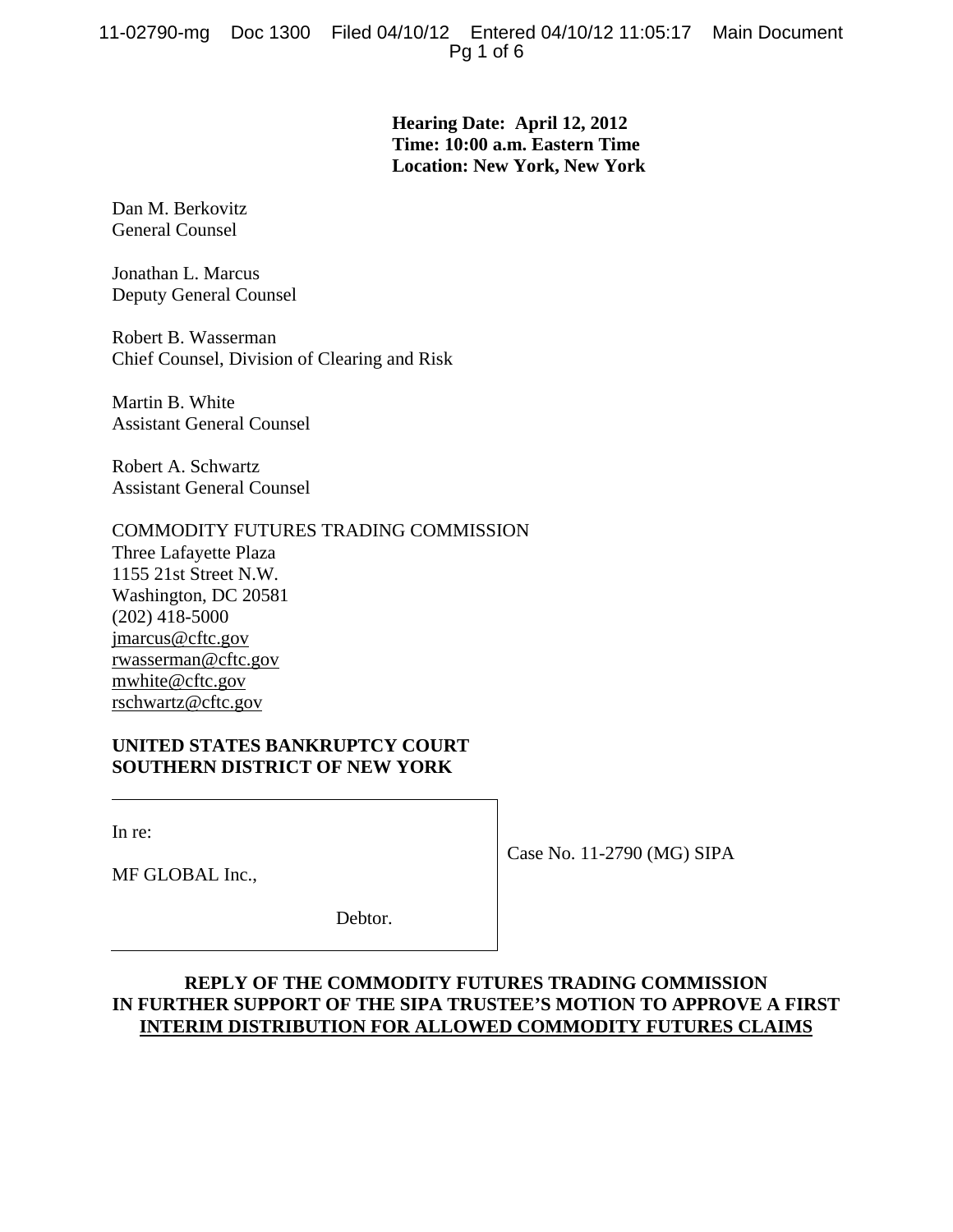**Hearing Date: April 12, 2012**
**Time: 10:00 a.m. Eastern Time**
**Location: New York, New York**

Dan M. Berkovitz
General Counsel

Jonathan L. Marcus
Deputy General Counsel

Robert B. Wasserman
Chief Counsel, Division of Clearing and Risk

Martin B. White
Assistant General Counsel

Robert A. Schwartz
Assistant General Counsel

COMMODITY FUTURES TRADING COMMISSION
Three Lafayette Plaza
1155 21st Street N.W.
Washington, DC 20581
(202) 418-5000
jmarcus@cftc.gov
rwasserman@cftc.gov
mwhite@cftc.gov
rschwartz@cftc.gov

**UNITED STATES BANKRUPTCY COURT**
**SOUTHERN DISTRICT OF NEW YORK**

| In re: MF GLOBAL Inc., Debtor. | Case No. 11-2790 (MG) SIPA |
|---|---|

**REPLY OF THE COMMODITY FUTURES TRADING COMMISSION IN FURTHER SUPPORT OF THE SIPA TRUSTEE'S MOTION TO APPROVE A FIRST INTERIM DISTRIBUTION FOR ALLOWED COMMODITY FUTURES CLAIMS**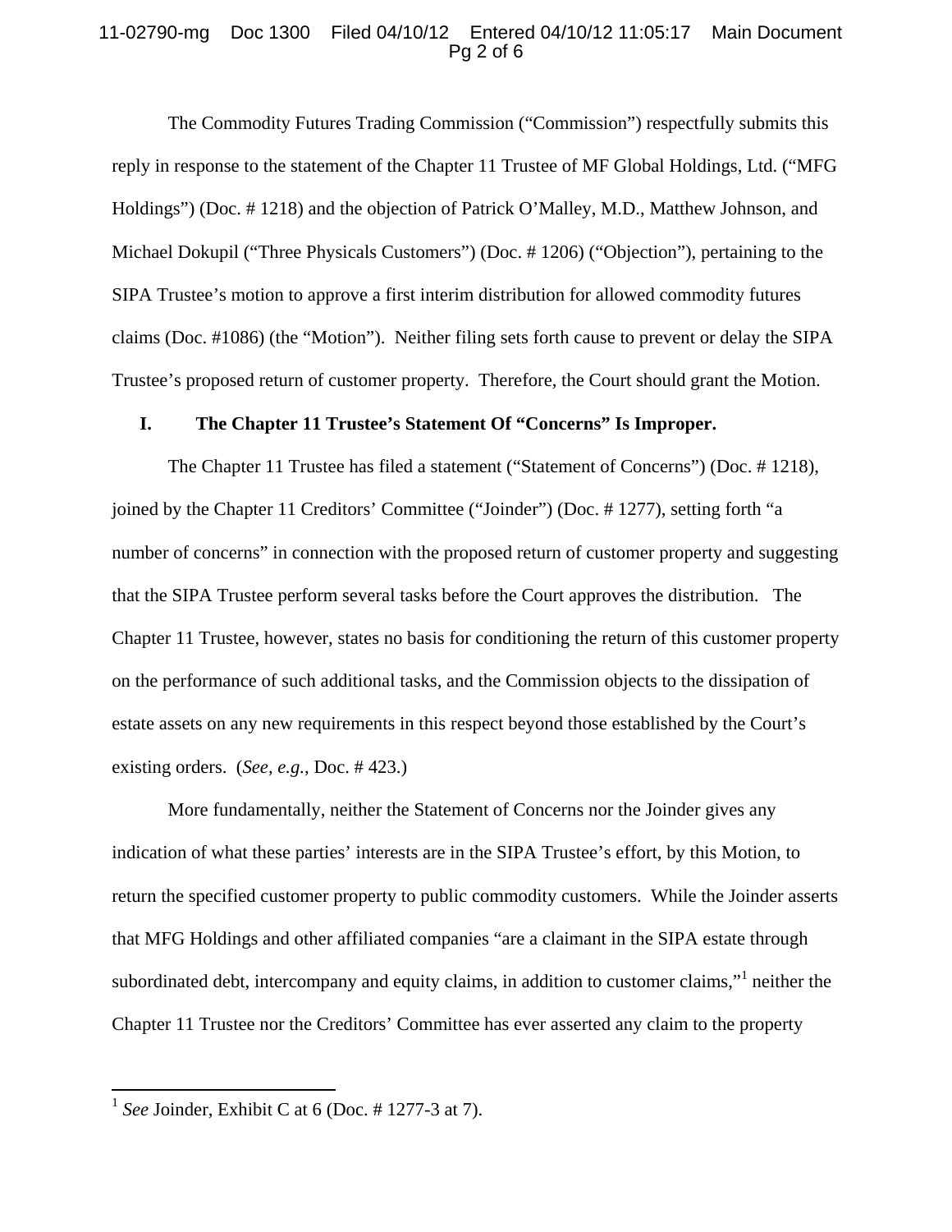The Commodity Futures Trading Commission ("Commission") respectfully submits this reply in response to the statement of the Chapter 11 Trustee of MF Global Holdings, Ltd. ("MFG Holdings") (Doc. # 1218) and the objection of Patrick O'Malley, M.D., Matthew Johnson, and Michael Dokupil ("Three Physicals Customers") (Doc. # 1206) ("Objection"), pertaining to the SIPA Trustee's motion to approve a first interim distribution for allowed commodity futures claims (Doc. #1086) (the "Motion"). Neither filing sets forth cause to prevent or delay the SIPA Trustee's proposed return of customer property. Therefore, the Court should grant the Motion.

## I. The Chapter 11 Trustee's Statement Of "Concerns" Is Improper.

The Chapter 11 Trustee has filed a statement ("Statement of Concerns") (Doc. # 1218), joined by the Chapter 11 Creditors' Committee ("Joinder") (Doc. # 1277), setting forth "a number of concerns" in connection with the proposed return of customer property and suggesting that the SIPA Trustee perform several tasks before the Court approves the distribution. The Chapter 11 Trustee, however, states no basis for conditioning the return of this customer property on the performance of such additional tasks, and the Commission objects to the dissipation of estate assets on any new requirements in this respect beyond those established by the Court's existing orders. (*See, e.g.*, Doc. # 423.)

More fundamentally, neither the Statement of Concerns nor the Joinder gives any indication of what these parties' interests are in the SIPA Trustee's effort, by this Motion, to return the specified customer property to public commodity customers. While the Joinder asserts that MFG Holdings and other affiliated companies "are a claimant in the SIPA estate through subordinated debt, intercompany and equity claims, in addition to customer claims,"[1] neither the Chapter 11 Trustee nor the Creditors' Committee has ever asserted any claim to the property

[1] *See* Joinder, Exhibit C at 6 (Doc. # 1277-3 at 7).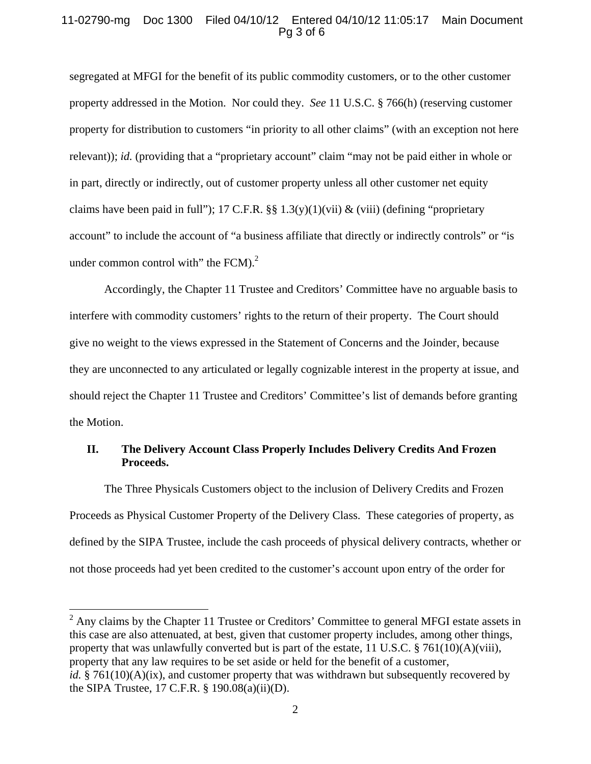segregated at MFGI for the benefit of its public commodity customers, or to the other customer property addressed in the Motion. Nor could they. *See* 11 U.S.C. § 766(h) (reserving customer property for distribution to customers "in priority to all other claims" (with an exception not here relevant)); *id.* (providing that a "proprietary account" claim "may not be paid either in whole or in part, directly or indirectly, out of customer property unless all other customer net equity claims have been paid in full"); 17 C.F.R. §§ 1.3(y)(1)(vii) & (viii) (defining "proprietary account" to include the account of "a business affiliate that directly or indirectly controls" or "is under common control with" the FCM).[2]

Accordingly, the Chapter 11 Trustee and Creditors' Committee have no arguable basis to interfere with commodity customers' rights to the return of their property. The Court should give no weight to the views expressed in the Statement of Concerns and the Joinder, because they are unconnected to any articulated or legally cognizable interest in the property at issue, and should reject the Chapter 11 Trustee and Creditors' Committee's list of demands before granting the Motion.

## II. The Delivery Account Class Properly Includes Delivery Credits And Frozen Proceeds.

The Three Physicals Customers object to the inclusion of Delivery Credits and Frozen Proceeds as Physical Customer Property of the Delivery Class. These categories of property, as defined by the SIPA Trustee, include the cash proceeds of physical delivery contracts, whether or not those proceeds had yet been credited to the customer's account upon entry of the order for

---

[2] Any claims by the Chapter 11 Trustee or Creditors' Committee to general MFGI estate assets in this case are also attenuated, at best, given that customer property includes, among other things, property that was unlawfully converted but is part of the estate, 11 U.S.C. § 761(10)(A)(viii), property that any law requires to be set aside or held for the benefit of a customer, *id.* § 761(10)(A)(ix), and customer property that was withdrawn but subsequently recovered by the SIPA Trustee, 17 C.F.R. § 190.08(a)(ii)(D).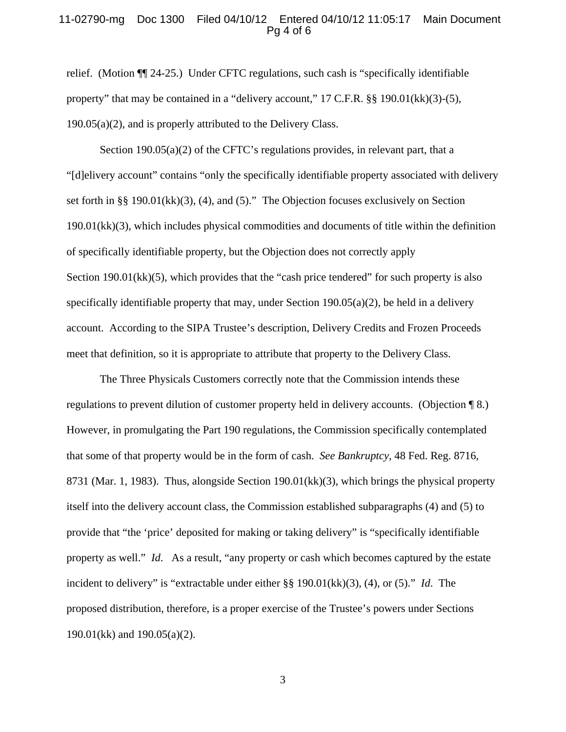relief. (Motion ¶¶ 24-25.) Under CFTC regulations, such cash is "specifically identifiable property" that may be contained in a "delivery account," 17 C.F.R. §§ 190.01(kk)(3)-(5), 190.05(a)(2), and is properly attributed to the Delivery Class.

Section 190.05(a)(2) of the CFTC's regulations provides, in relevant part, that a "[d]elivery account" contains "only the specifically identifiable property associated with delivery set forth in §§ 190.01(kk)(3), (4), and (5)." The Objection focuses exclusively on Section 190.01(kk)(3), which includes physical commodities and documents of title within the definition of specifically identifiable property, but the Objection does not correctly apply Section 190.01(kk)(5), which provides that the "cash price tendered" for such property is also specifically identifiable property that may, under Section 190.05(a)(2), be held in a delivery account. According to the SIPA Trustee's description, Delivery Credits and Frozen Proceeds meet that definition, so it is appropriate to attribute that property to the Delivery Class.

The Three Physicals Customers correctly note that the Commission intends these regulations to prevent dilution of customer property held in delivery accounts. (Objection ¶ 8.) However, in promulgating the Part 190 regulations, the Commission specifically contemplated that some of that property would be in the form of cash. *See Bankruptcy*, 48 Fed. Reg. 8716, 8731 (Mar. 1, 1983). Thus, alongside Section 190.01(kk)(3), which brings the physical property itself into the delivery account class, the Commission established subparagraphs (4) and (5) to provide that "the 'price' deposited for making or taking delivery" is "specifically identifiable property as well." *Id*. As a result, "any property or cash which becomes captured by the estate incident to delivery" is "extractable under either §§ 190.01(kk)(3), (4), or (5)." *Id*. The proposed distribution, therefore, is a proper exercise of the Trustee's powers under Sections 190.01(kk) and 190.05(a)(2).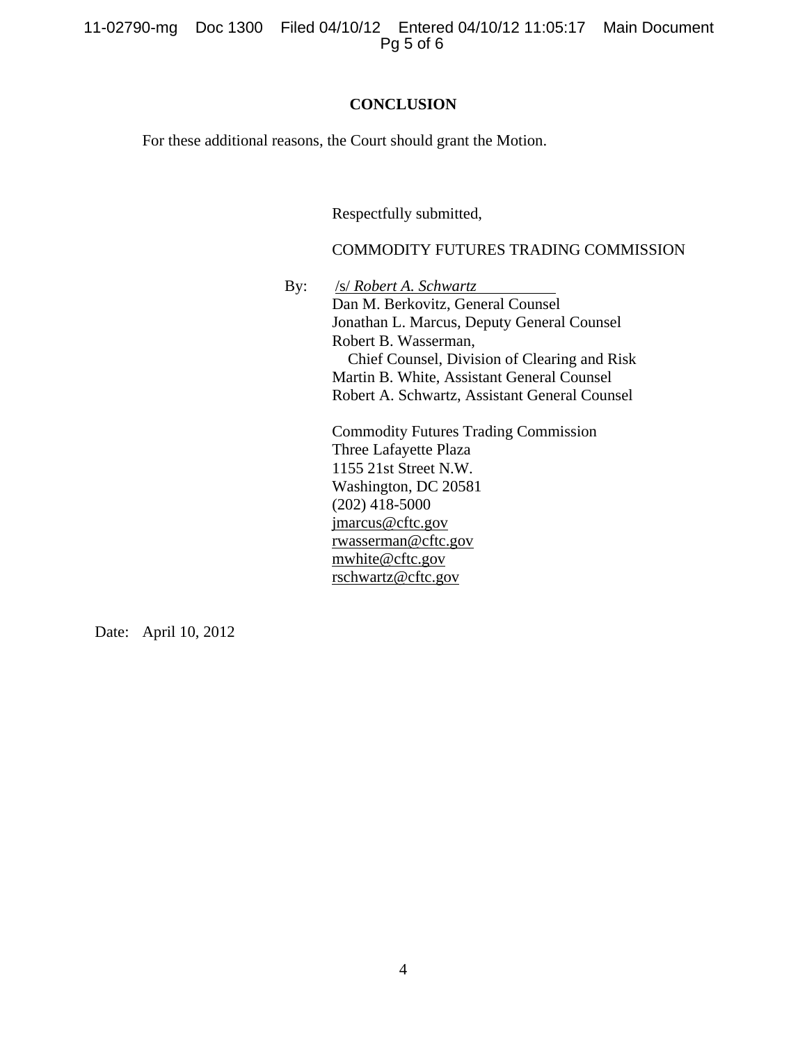## CONCLUSION

For these additional reasons, the Court should grant the Motion.

Respectfully submitted,

COMMODITY FUTURES TRADING COMMISSION

By: /s/ *Robert A. Schwartz*
Dan M. Berkovitz, General Counsel
Jonathan L. Marcus, Deputy General Counsel
Robert B. Wasserman,
Chief Counsel, Division of Clearing and Risk
Martin B. White, Assistant General Counsel
Robert A. Schwartz, Assistant General Counsel

Commodity Futures Trading Commission
Three Lafayette Plaza
1155 21st Street N.W.
Washington, DC 20581
(202) 418-5000
jmarcus@cftc.gov
rwasserman@cftc.gov
mwhite@cftc.gov
rschwartz@cftc.gov

Date: April 10, 2012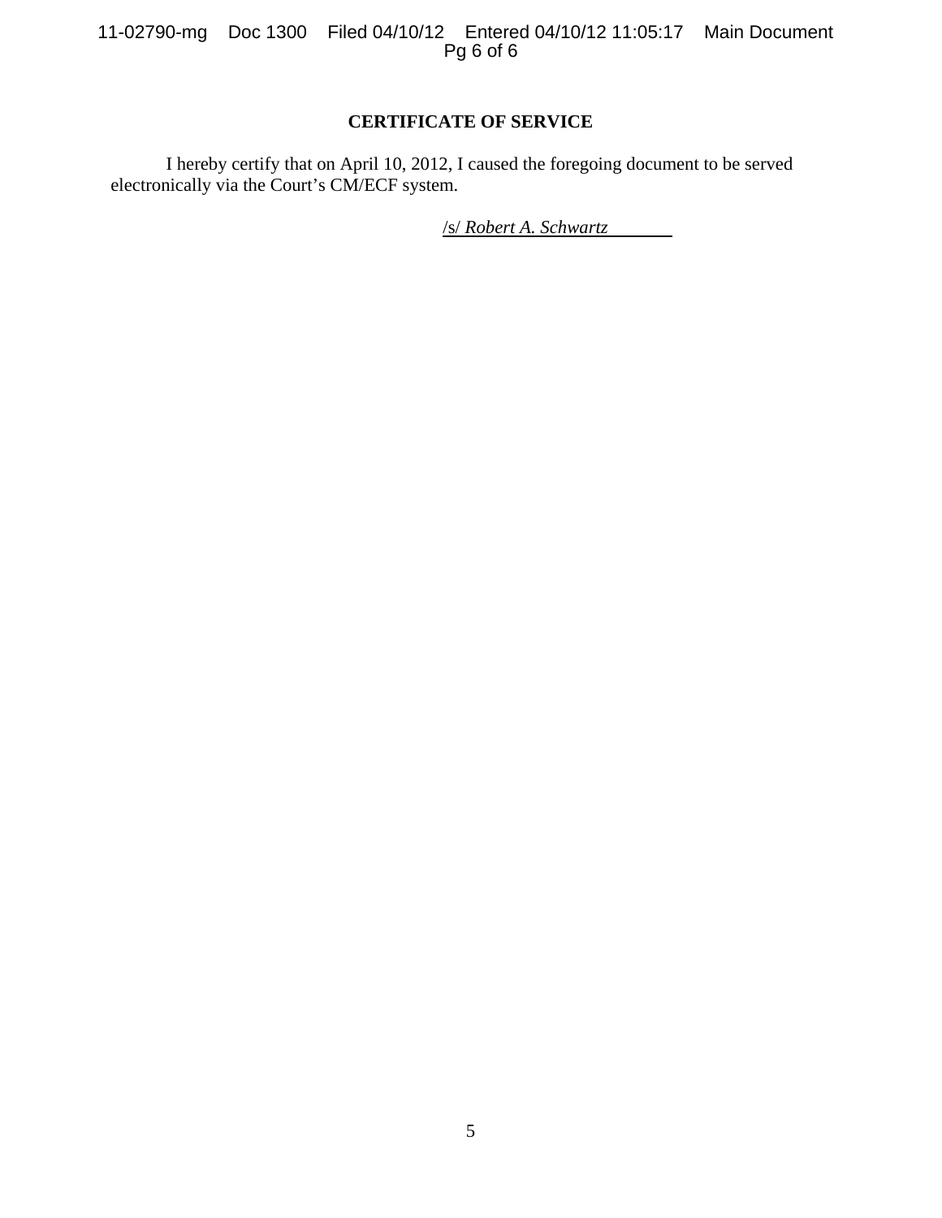## CERTIFICATE OF SERVICE

I hereby certify that on April 10, 2012, I caused the foregoing document to be served electronically via the Court's CM/ECF system.

/s/ *Robert A. Schwartz*